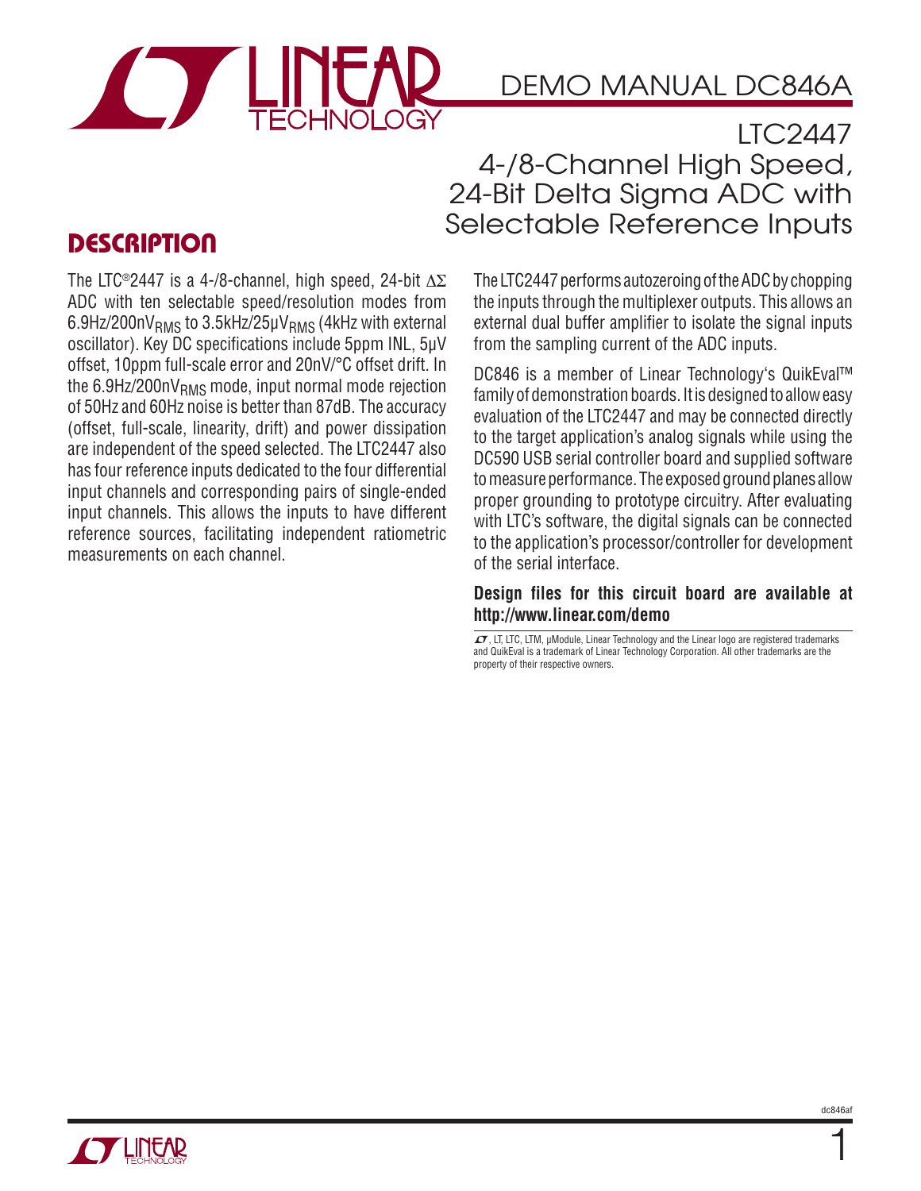# DEMO MANUAL DC846A

## LTC2447 4-/8-Channel High Speed, 24-Bit Delta Sigma ADC with Selectable Reference Inputs

## DESCRIPTION

The LTC®2447 is a 4-/8-channel, high speed, 24-bit ΔΣ ADC with ten selectable speed/resolution modes from 6.9Hz/200nV$_{RMS}$ to 3.5kHz/25µV$_{RMS}$ (4kHz with external oscillator). Key DC specifications include 5ppm INL, 5µV offset, 10ppm full-scale error and 20nV/°C offset drift. In the 6.9Hz/200nV$_{RMS}$ mode, input normal mode rejection of 50Hz and 60Hz noise is better than 87dB. The accuracy (offset, full-scale, linearity, drift) and power dissipation are independent of the speed selected. The LTC2447 also has four reference inputs dedicated to the four differential input channels and corresponding pairs of single-ended input channels. This allows the inputs to have different reference sources, facilitating independent ratiometric measurements on each channel.

The LTC2447 performs autozeroing of the ADC by chopping the inputs through the multiplexer outputs. This allows an external dual buffer amplifier to isolate the signal inputs from the sampling current of the ADC inputs.

DC846 is a member of Linear Technology's QuikEval™ family of demonstration boards. It is designed to allow easy evaluation of the LTC2447 and may be connected directly to the target application's analog signals while using the DC590 USB serial controller board and supplied software to measure performance. The exposed ground planes allow proper grounding to prototype circuitry. After evaluating with LTC's software, the digital signals can be connected to the application's processor/controller for development of the serial interface.

**Design files for this circuit board are available at http://www.linear.com/demo**

, LT, LTC, LTM, µModule, Linear Technology and the Linear logo are registered trademarks and QuikEval is a trademark of Linear Technology Corporation. All other trademarks are the property of their respective owners.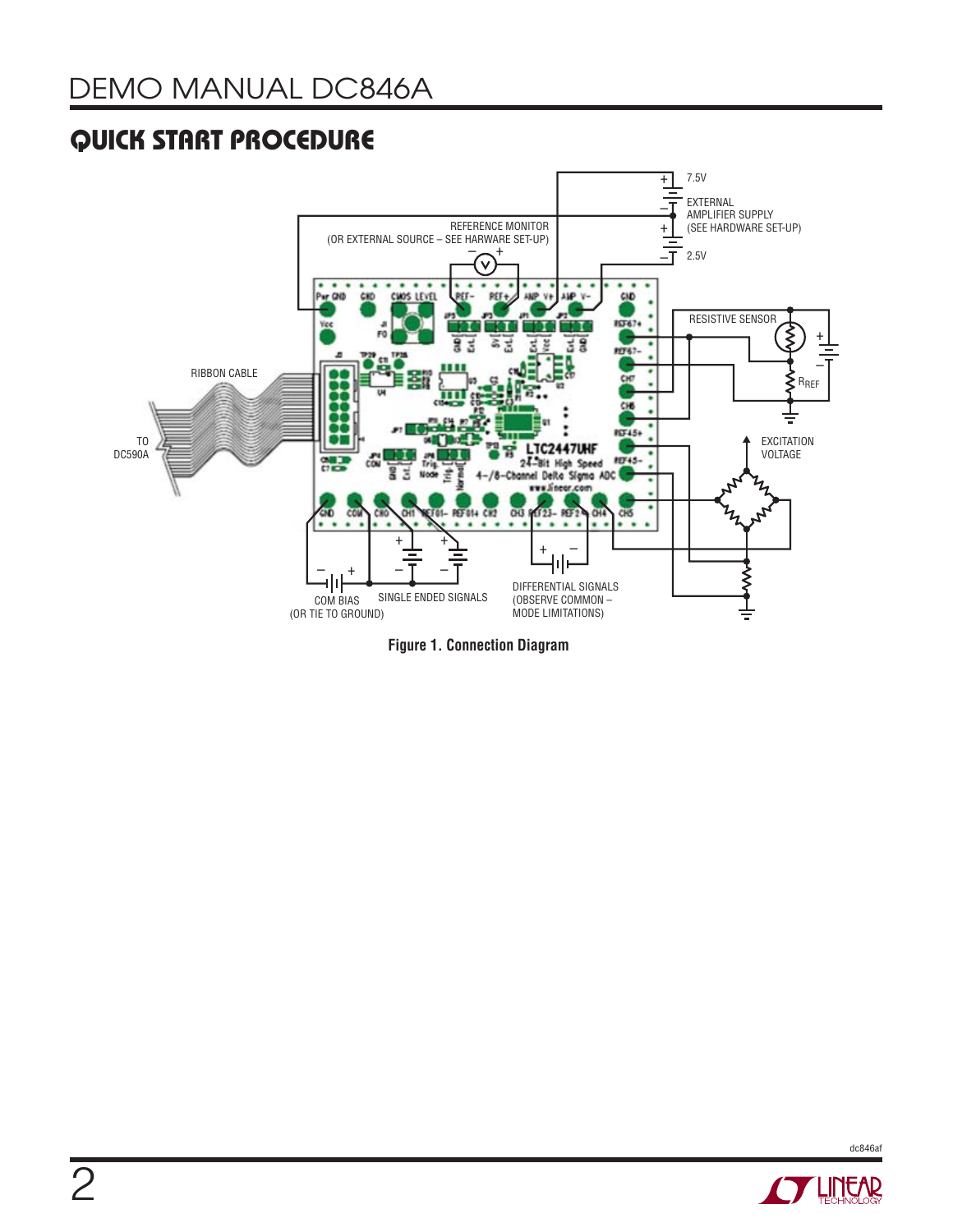## QUICK START PROCEDURE

Figure 1. Connection Diagram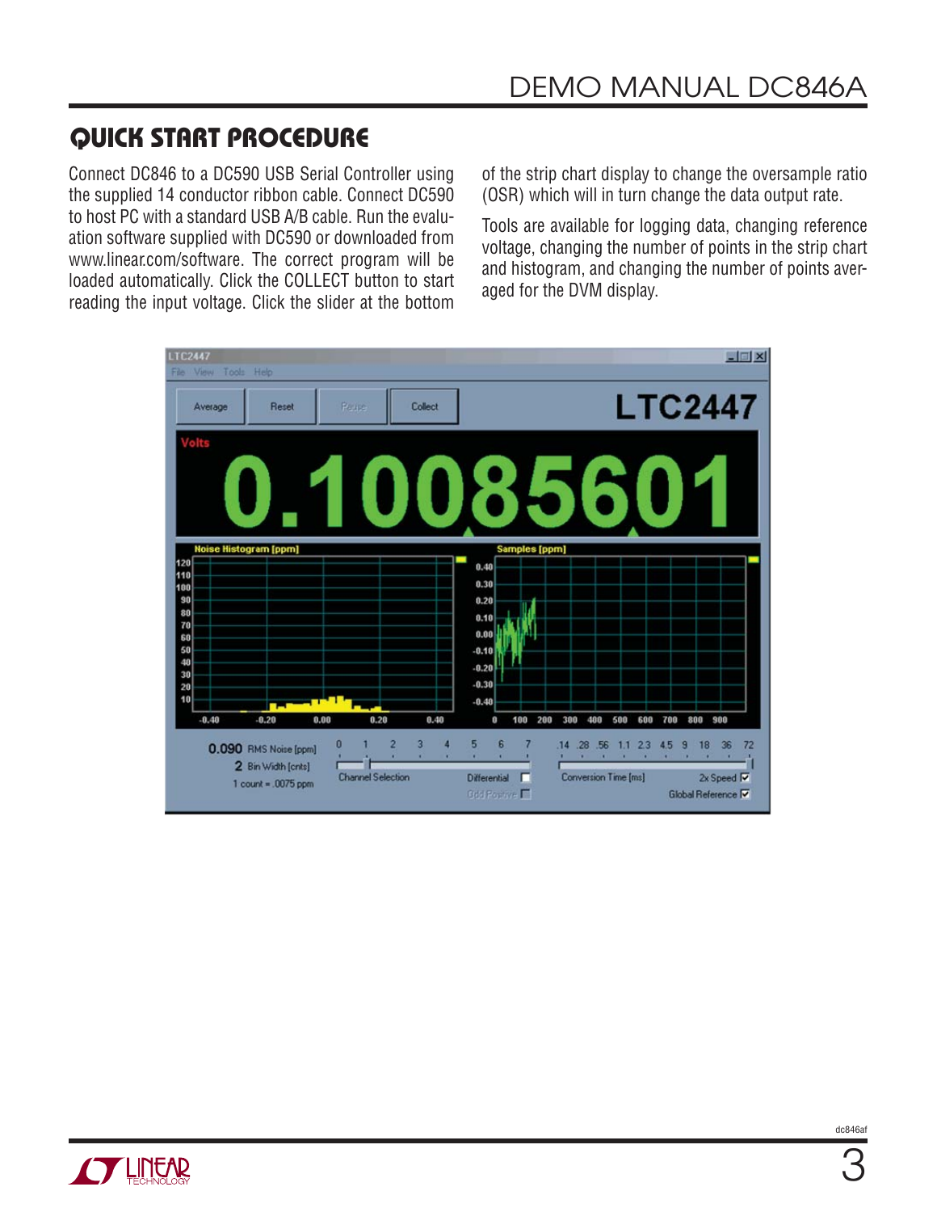## QUICK START PROCEDURE

Connect DC846 to a DC590 USB Serial Controller using the supplied 14 conductor ribbon cable. Connect DC590 to host PC with a standard USB A/B cable. Run the evaluation software supplied with DC590 or downloaded from www.linear.com/software. The correct program will be loaded automatically. Click the COLLECT button to start reading the input voltage. Click the slider at the bottom of the strip chart display to change the oversample ratio (OSR) which will in turn change the data output rate.

Tools are available for logging data, changing reference voltage, changing the number of points in the strip chart and histogram, and changing the number of points averaged for the DVM display.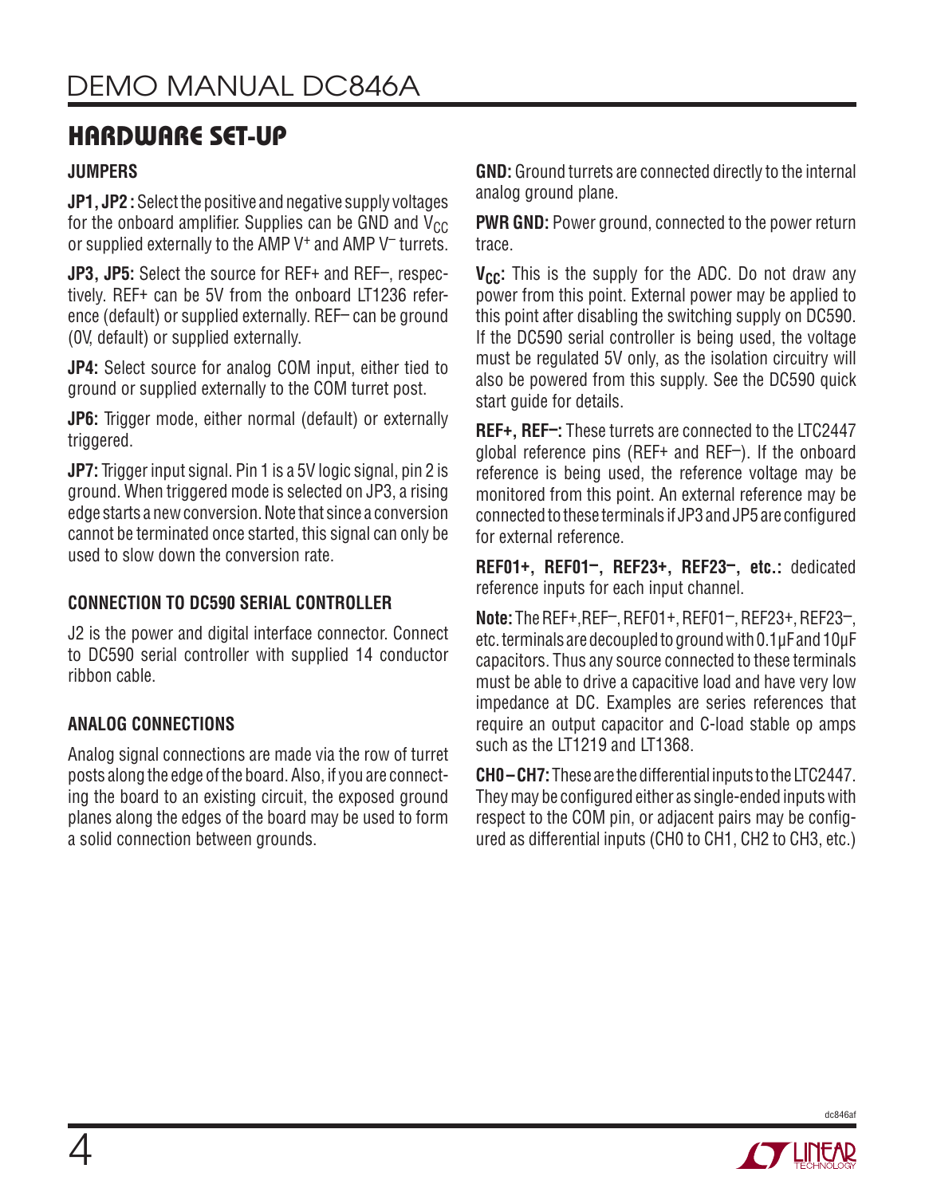## HARDWARE SET-UP

### JUMPERS

**JP1, JP2 :** Select the positive and negative supply voltages for the onboard amplifier. Supplies can be GND and $V_{CC}$ or supplied externally to the AMP $V^+$ and AMP $V^-$ turrets.

**JP3, JP5:** Select the source for REF+ and REF–, respectively. REF+ can be 5V from the onboard LT1236 reference (default) or supplied externally. REF– can be ground (0V, default) or supplied externally.

**JP4:** Select source for analog COM input, either tied to ground or supplied externally to the COM turret post.

**JP6:** Trigger mode, either normal (default) or externally triggered.

**JP7:** Trigger input signal. Pin 1 is a 5V logic signal, pin 2 is ground. When triggered mode is selected on JP3, a rising edge starts a new conversion. Note that since a conversion cannot be terminated once started, this signal can only be used to slow down the conversion rate.

### CONNECTION TO DC590 SERIAL CONTROLLER

J2 is the power and digital interface connector. Connect to DC590 serial controller with supplied 14 conductor ribbon cable.

### ANALOG CONNECTIONS

Analog signal connections are made via the row of turret posts along the edge of the board. Also, if you are connecting the board to an existing circuit, the exposed ground planes along the edges of the board may be used to form a solid connection between grounds.

**GND:** Ground turrets are connected directly to the internal analog ground plane.

**PWR GND:** Power ground, connected to the power return trace.

**$V_{CC}$:** This is the supply for the ADC. Do not draw any power from this point. External power may be applied to this point after disabling the switching supply on DC590. If the DC590 serial controller is being used, the voltage must be regulated 5V only, as the isolation circuitry will also be powered from this supply. See the DC590 quick start guide for details.

**REF+, REF–:** These turrets are connected to the LTC2447 global reference pins (REF+ and REF–). If the onboard reference is being used, the reference voltage may be monitored from this point. An external reference may be connected to these terminals if JP3 and JP5 are configured for external reference.

**REF01+, REF01–, REF23+, REF23–, etc.:** dedicated reference inputs for each input channel.

**Note:** The REF+, REF–, REF01+, REF01–, REF23+, REF23–, etc. terminals are decoupled to ground with 0.1µF and 10µF capacitors. Thus any source connected to these terminals must be able to drive a capacitive load and have very low impedance at DC. Examples are series references that require an output capacitor and C-load stable op amps such as the LT1219 and LT1368.

**CH0 – CH7:** These are the differential inputs to the LTC2447. They may be configured either as single-ended inputs with respect to the COM pin, or adjacent pairs may be configured as differential inputs (CH0 to CH1, CH2 to CH3, etc.)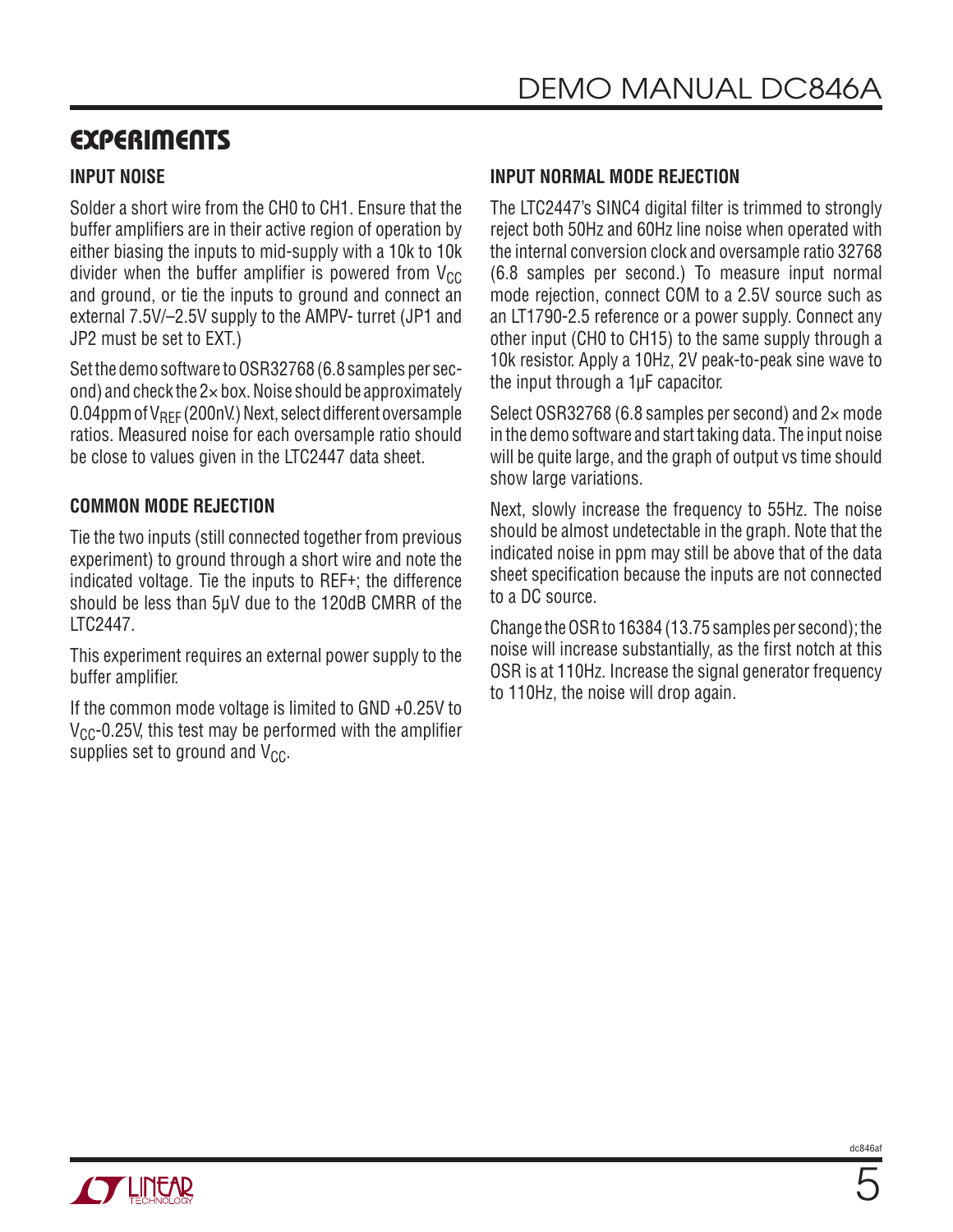## EXPERIMENTS

### INPUT NOISE

Solder a short wire from the CH0 to CH1. Ensure that the buffer amplifiers are in their active region of operation by either biasing the inputs to mid-supply with a 10k to 10k divider when the buffer amplifier is powered from $V_{CC}$ and ground, or tie the inputs to ground and connect an external 7.5V/–2.5V supply to the AMPV- turret (JP1 and JP2 must be set to EXT.)

Set the demo software to OSR32768 (6.8 samples per second) and check the 2× box. Noise should be approximately 0.04ppm of $V_{REF}$ (200nV.) Next, select different oversample ratios. Measured noise for each oversample ratio should be close to values given in the LTC2447 data sheet.

### COMMON MODE REJECTION

Tie the two inputs (still connected together from previous experiment) to ground through a short wire and note the indicated voltage. Tie the inputs to REF+; the difference should be less than 5μV due to the 120dB CMRR of the LTC2447.

This experiment requires an external power supply to the buffer amplifier.

If the common mode voltage is limited to GND +0.25V to $V_{CC}$-0.25V, this test may be performed with the amplifier supplies set to ground and $V_{CC}$.

### INPUT NORMAL MODE REJECTION

The LTC2447's SINC4 digital filter is trimmed to strongly reject both 50Hz and 60Hz line noise when operated with the internal conversion clock and oversample ratio 32768 (6.8 samples per second.) To measure input normal mode rejection, connect COM to a 2.5V source such as an LT1790-2.5 reference or a power supply. Connect any other input (CH0 to CH15) to the same supply through a 10k resistor. Apply a 10Hz, 2V peak-to-peak sine wave to the input through a 1μF capacitor.

Select OSR32768 (6.8 samples per second) and 2× mode in the demo software and start taking data. The input noise will be quite large, and the graph of output vs time should show large variations.

Next, slowly increase the frequency to 55Hz. The noise should be almost undetectable in the graph. Note that the indicated noise in ppm may still be above that of the data sheet specification because the inputs are not connected to a DC source.

Change the OSR to 16384 (13.75 samples per second); the noise will increase substantially, as the first notch at this OSR is at 110Hz. Increase the signal generator frequency to 110Hz, the noise will drop again.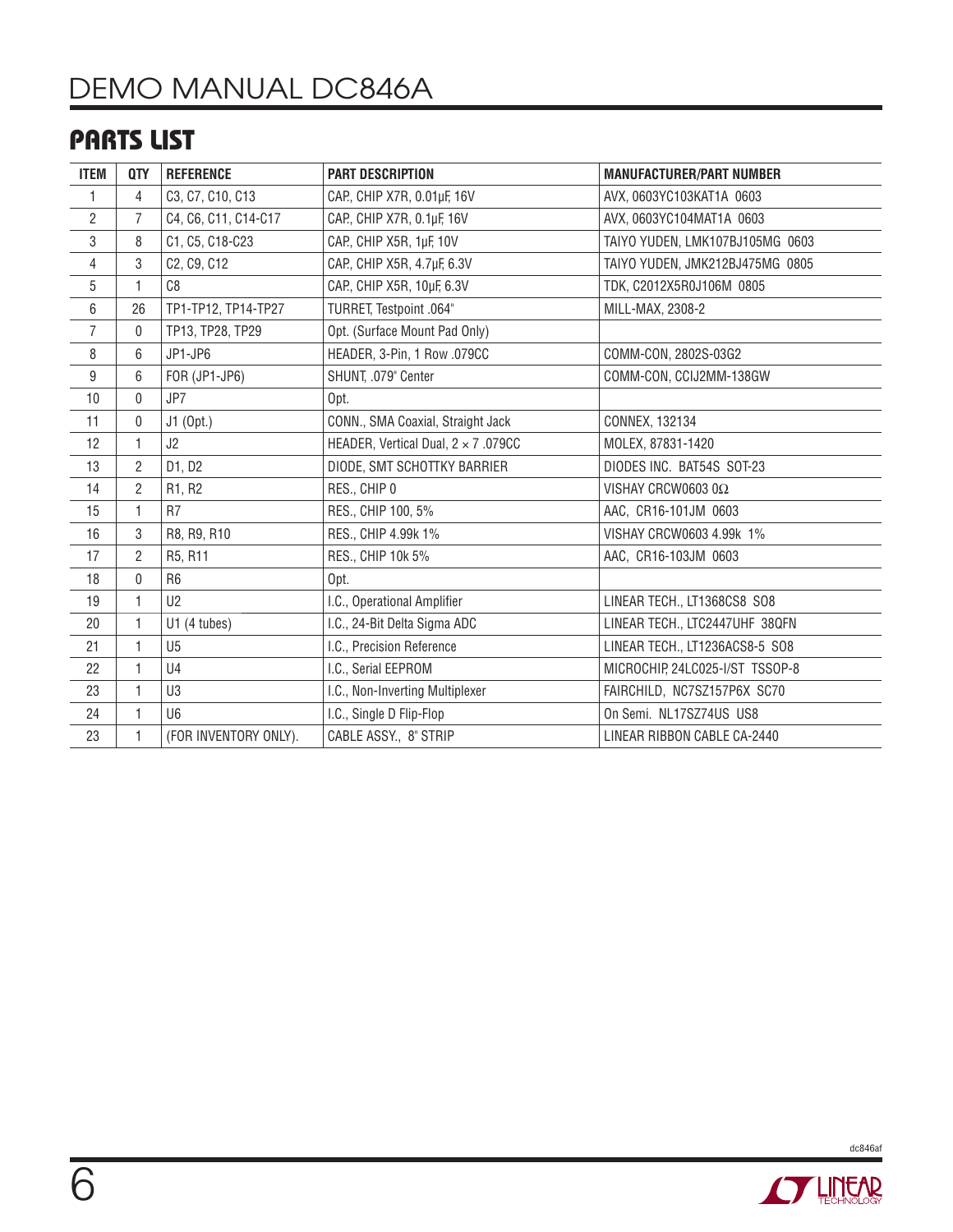## PARTS LIST

| ITEM | QTY | REFERENCE | PART DESCRIPTION | MANUFACTURER/PART NUMBER |
|---|---|---|---|---|
| 1 | 4 | C3, C7, C10, C13 | CAP., CHIP X7R, 0.01µF, 16V | AVX, 0603YC103KAT1A 0603 |
| 2 | 7 | C4, C6, C11, C14-C17 | CAP., CHIP X7R, 0.1µF, 16V | AVX, 0603YC104MAT1A 0603 |
| 3 | 8 | C1, C5, C18-C23 | CAP., CHIP X5R, 1µF, 10V | TAIYO YUDEN, LMK107BJ105MG 0603 |
| 4 | 3 | C2, C9, C12 | CAP., CHIP X5R, 4.7µF, 6.3V | TAIYO YUDEN, JMK212BJ475MG 0805 |
| 5 | 1 | C8 | CAP., CHIP X5R, 10µF, 6.3V | TDK, C2012X5R0J106M 0805 |
| 6 | 26 | TP1-TP12, TP14-TP27 | TURRET, Testpoint .064" | MILL-MAX, 2308-2 |
| 7 | 0 | TP13, TP28, TP29 | Opt. (Surface Mount Pad Only) | |
| 8 | 6 | JP1-JP6 | HEADER, 3-Pin, 1 Row .079CC | COMM-CON, 2802S-03G2 |
| 9 | 6 | FOR (JP1-JP6) | SHUNT, .079" Center | COMM-CON, CCIJ2MM-138GW |
| 10 | 0 | JP7 | Opt. | |
| 11 | 0 | J1 (Opt.) | CONN., SMA Coaxial, Straight Jack | CONNEX, 132134 |
| 12 | 1 | J2 | HEADER, Vertical Dual, 2 × 7 .079CC | MOLEX, 87831-1420 |
| 13 | 2 | D1, D2 | DIODE, SMT SCHOTTKY BARRIER | DIODES INC. BAT54S SOT-23 |
| 14 | 2 | R1, R2 | RES., CHIP 0 | VISHAY CRCW0603 0Ω |
| 15 | 1 | R7 | RES., CHIP 100, 5% | AAC, CR16-101JM 0603 |
| 16 | 3 | R8, R9, R10 | RES., CHIP 4.99k 1% | VISHAY CRCW0603 4.99k 1% |
| 17 | 2 | R5, R11 | RES., CHIP 10k 5% | AAC, CR16-103JM 0603 |
| 18 | 0 | R6 | Opt. | |
| 19 | 1 | U2 | I.C., Operational Amplifier | LINEAR TECH., LT1368CS8 SO8 |
| 20 | 1 | U1 (4 tubes) | I.C., 24-Bit Delta Sigma ADC | LINEAR TECH., LTC2447UHF 38QFN |
| 21 | 1 | U5 | I.C., Precision Reference | LINEAR TECH., LT1236ACS8-5 SO8 |
| 22 | 1 | U4 | I.C., Serial EEPROM | MICROCHIP, 24LC025-I/ST TSSOP-8 |
| 23 | 1 | U3 | I.C., Non-Inverting Multiplexer | FAIRCHILD, NC7SZ157P6X SC70 |
| 24 | 1 | U6 | I.C., Single D Flip-Flop | On Semi. NL17SZ74US US8 |
| 23 | 1 | (FOR INVENTORY ONLY). | CABLE ASSY., 8" STRIP | LINEAR RIBBON CABLE CA-2440 |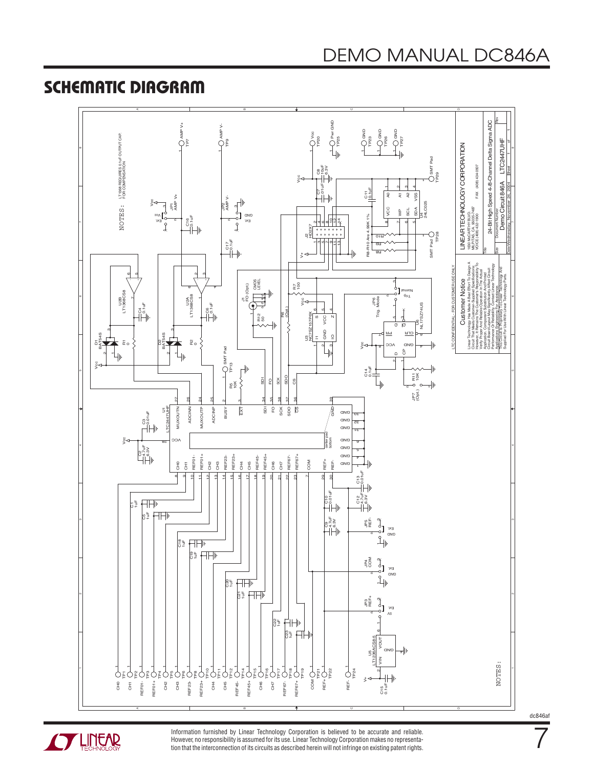## SCHEMATIC DIAGRAM

NOTES: LT1368 REQUIRES 0.1uF OUTPUT CAP. FOR COMPENSATION

LTC CONFIDENTIAL - FOR CUSTOMER USE ONLY

Customer Notice

Linear Technology Has Made A Best Effort To Design A Circuit That Meets Customer-Supplied Specifications; However, It Remains The Customer's Responsibility To Verify Proper And Reliable Operation In The Actual Application. Component Substitution And Printed Circuit Board Layout May Significantly Affect Circuit Performance Or Reliability. Contact Linear Technology Applications Engineering For Assistance.

This Circuit Is Proprietary To Linear Technology And Supplied For Use With Linear Technology Parts.

LINEAR TECHNOLOGY CORPORATION
1630 McCARTHY BLVD.
MILPITAS, CA 95035-7487
VOICE (408) 432-1900 FAX (408) 434-0507

Title: 24-Bit High Speed 4-8-Channel Delta Sigma ADC

Size | Document Number: Demo Circuit 846A | LTC2447UHF | Rev

Date: Wednesday, November 24, 2004 | Sheet 1 of 1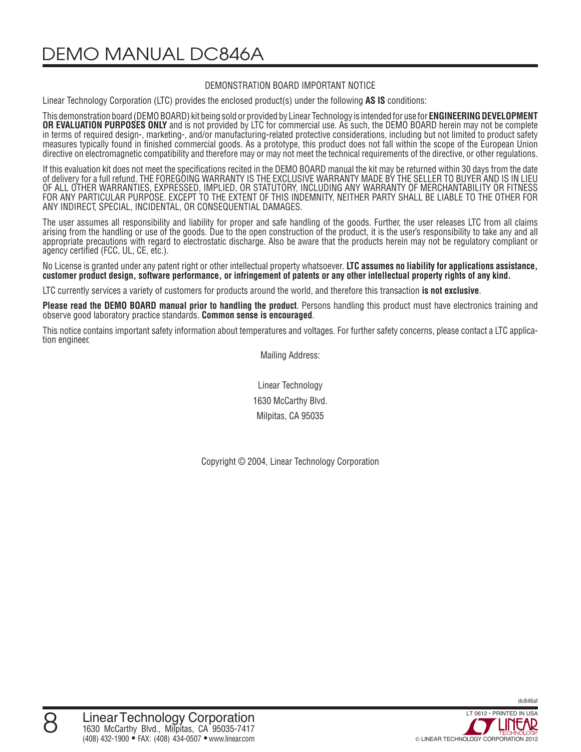## DEMONSTRATION BOARD IMPORTANT NOTICE

Linear Technology Corporation (LTC) provides the enclosed product(s) under the following **AS IS** conditions:

This demonstration board (DEMO BOARD) kit being sold or provided by Linear Technology is intended for use for **ENGINEERING DEVELOPMENT OR EVALUATION PURPOSES ONLY** and is not provided by LTC for commercial use. As such, the DEMO BOARD herein may not be complete in terms of required design-, marketing-, and/or manufacturing-related protective considerations, including but not limited to product safety measures typically found in finished commercial goods. As a prototype, this product does not fall within the scope of the European Union directive on electromagnetic compatibility and therefore may or may not meet the technical requirements of the directive, or other regulations.

If this evaluation kit does not meet the specifications recited in the DEMO BOARD manual the kit may be returned within 30 days from the date of delivery for a full refund. THE FOREGOING WARRANTY IS THE EXCLUSIVE WARRANTY MADE BY THE SELLER TO BUYER AND IS IN LIEU OF ALL OTHER WARRANTIES, EXPRESSED, IMPLIED, OR STATUTORY, INCLUDING ANY WARRANTY OF MERCHANTABILITY OR FITNESS FOR ANY PARTICULAR PURPOSE. EXCEPT TO THE EXTENT OF THIS INDEMNITY, NEITHER PARTY SHALL BE LIABLE TO THE OTHER FOR ANY INDIRECT, SPECIAL, INCIDENTAL, OR CONSEQUENTIAL DAMAGES.

The user assumes all responsibility and liability for proper and safe handling of the goods. Further, the user releases LTC from all claims arising from the handling or use of the goods. Due to the open construction of the product, it is the user's responsibility to take any and all appropriate precautions with regard to electrostatic discharge. Also be aware that the products herein may not be regulatory compliant or agency certified (FCC, UL, CE, etc.).

No License is granted under any patent right or other intellectual property whatsoever. **LTC assumes no liability for applications assistance, customer product design, software performance, or infringement of patents or any other intellectual property rights of any kind.**

LTC currently services a variety of customers for products around the world, and therefore this transaction **is not exclusive**.

**Please read the DEMO BOARD manual prior to handling the product**. Persons handling this product must have electronics training and observe good laboratory practice standards. **Common sense is encouraged**.

This notice contains important safety information about temperatures and voltages. For further safety concerns, please contact a LTC application engineer.

Mailing Address:

Linear Technology
1630 McCarthy Blvd.
Milpitas, CA 95035

Copyright © 2004, Linear Technology Corporation

Linear Technology Corporation
1630 McCarthy Blvd., Milpitas, CA 95035-7417
(408) 432-1900 • FAX: (408) 434-0507 • www.linear.com

LT 0612 • PRINTED IN USA
© LINEAR TECHNOLOGY CORPORATION 2012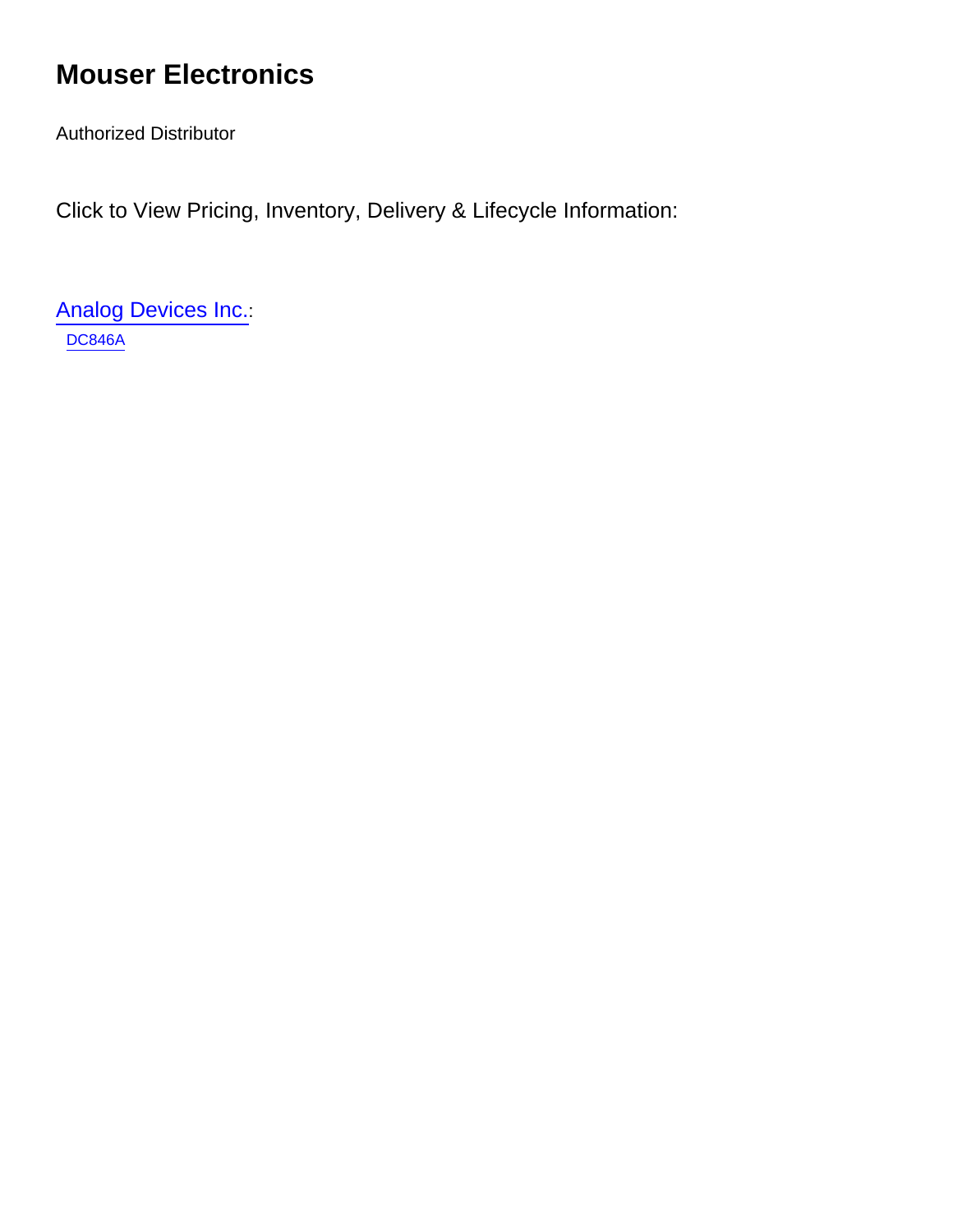# Mouser Electronics

Authorized Distributor

Click to View Pricing, Inventory, Delivery & Lifecycle Information:

Analog Devices Inc.:

DC846A